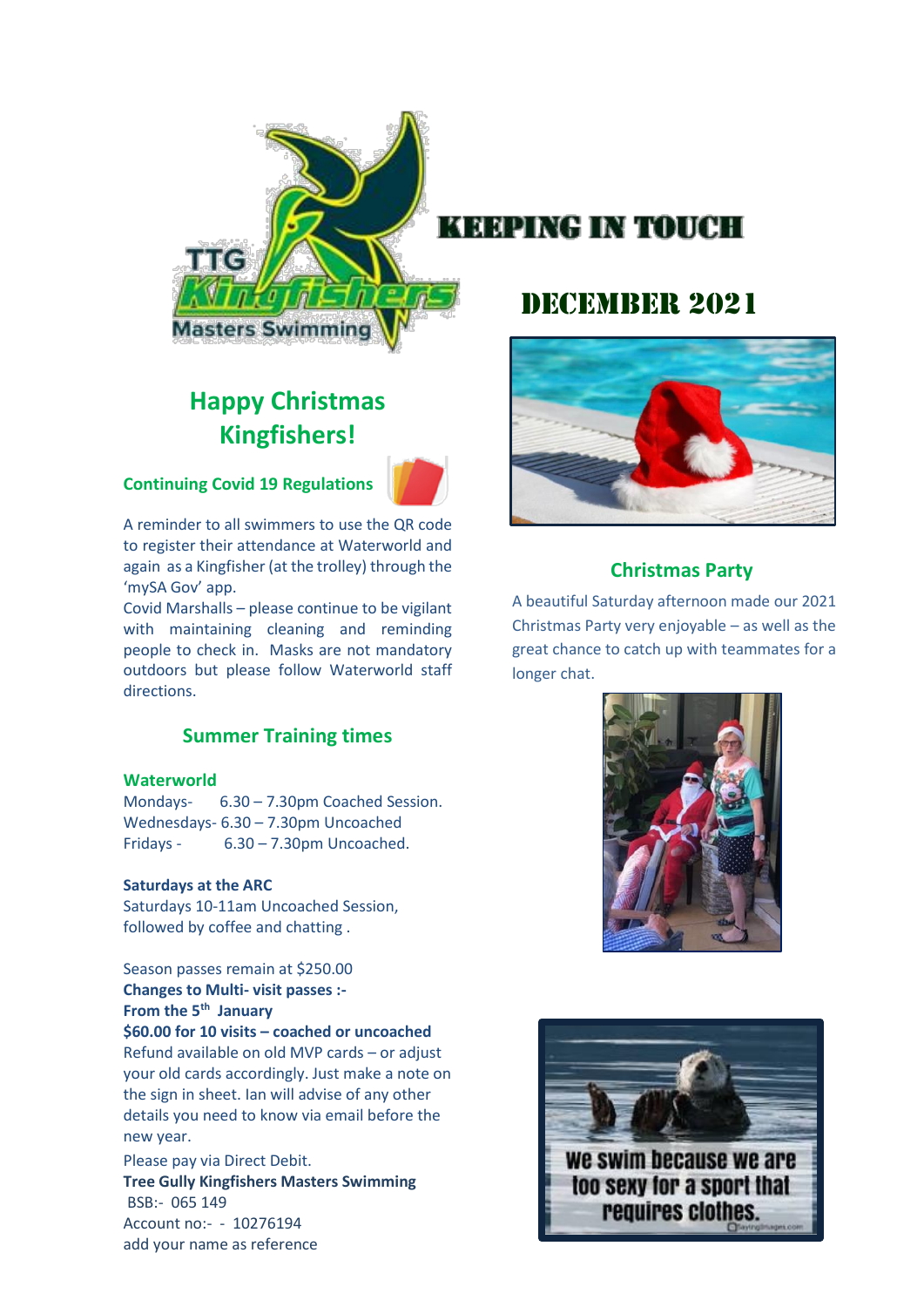# KEEPING IN TOUCH

# DECEMBER 2021

## Happy Christmas Kingfishers!

### Continuing Covid 19 Regulations

A reminder to all swimmers to use the QR code to register their attendance at Waterworld and again as a Kingfisher (at the trolley) through the 'mySA Gov' app.

Covid Marshalls – please continue to be vigilant with maintaining cleaning and reminding people to check in. Masks are not mandatory outdoors but please follow Waterworld staff directions.

### Summer Training times

**Waterworld**

Mondays- 6.30 – 7.30pm Coached Session.
Wednesdays- 6.30 – 7.30pm Uncoached
Fridays - 6.30 – 7.30pm Uncoached.

**Saturdays at the ARC**

Saturdays 10-11am Uncoached Session, followed by coffee and chatting .

Season passes remain at $250.00

**Changes to Multi- visit passes :-**
**From the 5th January**
**$60.00 for 10 visits – coached or uncoached**

Refund available on old MVP cards – or adjust your old cards accordingly. Just make a note on the sign in sheet. Ian will advise of any other details you need to know via email before the new year.

Please pay via Direct Debit.

**Tree Gully Kingfishers Masters Swimming**
BSB:- 065 149
Account no:- - 10276194
add your name as reference

### Christmas Party

A beautiful Saturday afternoon made our 2021 Christmas Party very enjoyable – as well as the great chance to catch up with teammates for a longer chat.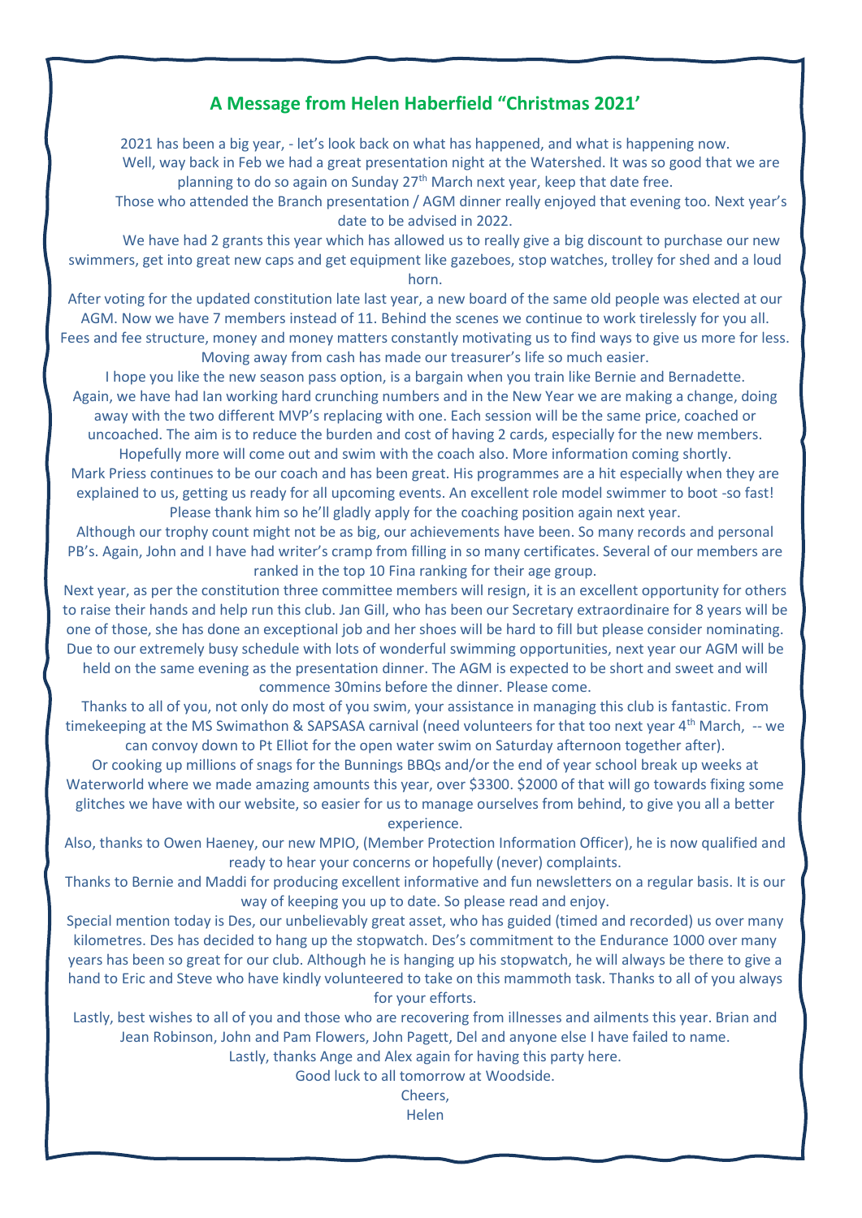## A Message from Helen Haberfield “Christmas 2021’

2021 has been a big year, - let’s look back on what has happened, and what is happening now.

Well, way back in Feb we had a great presentation night at the Watershed. It was so good that we are planning to do so again on Sunday 27th March next year, keep that date free.

Those who attended the Branch presentation / AGM dinner really enjoyed that evening too. Next year’s date to be advised in 2022.

We have had 2 grants this year which has allowed us to really give a big discount to purchase our new swimmers, get into great new caps and get equipment like gazeboes, stop watches, trolley for shed and a loud horn.

After voting for the updated constitution late last year, a new board of the same old people was elected at our AGM. Now we have 7 members instead of 11. Behind the scenes we continue to work tirelessly for you all. Fees and fee structure, money and money matters constantly motivating us to find ways to give us more for less. Moving away from cash has made our treasurer’s life so much easier.

I hope you like the new season pass option, is a bargain when you train like Bernie and Bernadette. Again, we have had Ian working hard crunching numbers and in the New Year we are making a change, doing away with the two different MVP’s replacing with one. Each session will be the same price, coached or uncoached. The aim is to reduce the burden and cost of having 2 cards, especially for the new members. Hopefully more will come out and swim with the coach also. More information coming shortly.

Mark Priess continues to be our coach and has been great. His programmes are a hit especially when they are explained to us, getting us ready for all upcoming events. An excellent role model swimmer to boot -so fast! Please thank him so he’ll gladly apply for the coaching position again next year.

Although our trophy count might not be as big, our achievements have been. So many records and personal PB’s. Again, John and I have had writer’s cramp from filling in so many certificates. Several of our members are ranked in the top 10 Fina ranking for their age group.

Next year, as per the constitution three committee members will resign, it is an excellent opportunity for others to raise their hands and help run this club. Jan Gill, who has been our Secretary extraordinaire for 8 years will be one of those, she has done an exceptional job and her shoes will be hard to fill but please consider nominating. Due to our extremely busy schedule with lots of wonderful swimming opportunities, next year our AGM will be held on the same evening as the presentation dinner. The AGM is expected to be short and sweet and will commence 30mins before the dinner. Please come.

Thanks to all of you, not only do most of you swim, your assistance in managing this club is fantastic. From timekeeping at the MS Swimathon & SAPSASA carnival (need volunteers for that too next year 4th March, -- we can convoy down to Pt Elliot for the open water swim on Saturday afternoon together after).

Or cooking up millions of snags for the Bunnings BBQs and/or the end of year school break up weeks at Waterworld where we made amazing amounts this year, over $3300. $2000 of that will go towards fixing some glitches we have with our website, so easier for us to manage ourselves from behind, to give you all a better experience.

Also, thanks to Owen Haeney, our new MPIO, (Member Protection Information Officer), he is now qualified and ready to hear your concerns or hopefully (never) complaints.

Thanks to Bernie and Maddi for producing excellent informative and fun newsletters on a regular basis. It is our way of keeping you up to date. So please read and enjoy.

Special mention today is Des, our unbelievably great asset, who has guided (timed and recorded) us over many kilometres. Des has decided to hang up the stopwatch. Des’s commitment to the Endurance 1000 over many years has been so great for our club. Although he is hanging up his stopwatch, he will always be there to give a hand to Eric and Steve who have kindly volunteered to take on this mammoth task. Thanks to all of you always for your efforts.

Lastly, best wishes to all of you and those who are recovering from illnesses and ailments this year. Brian and Jean Robinson, John and Pam Flowers, John Pagett, Del and anyone else I have failed to name.

Lastly, thanks Ange and Alex again for having this party here.

Good luck to all tomorrow at Woodside.

Cheers,

Helen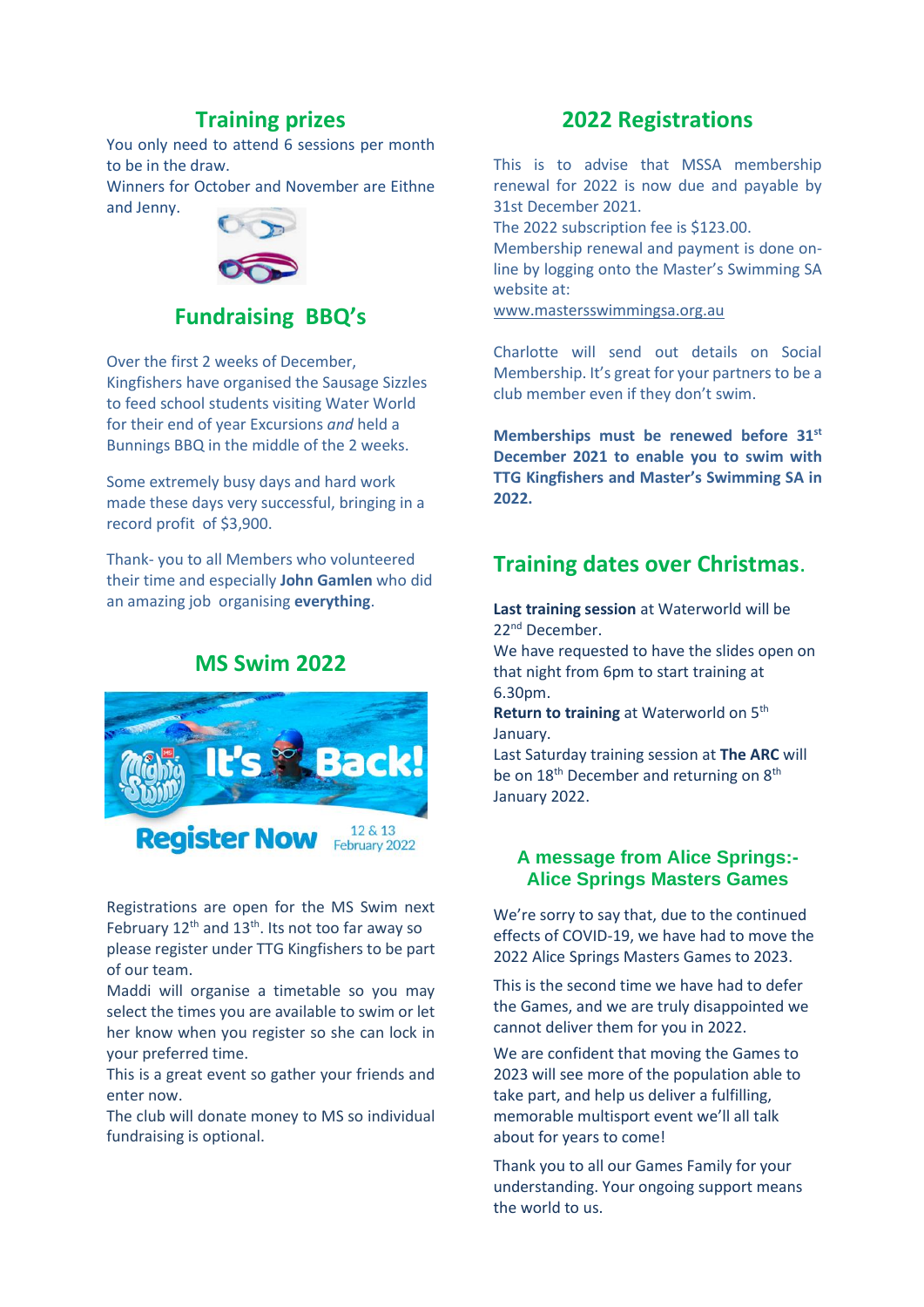## Training prizes

You only need to attend 6 sessions per month to be in the draw.
Winners for October and November are Eithne and Jenny.

## Fundraising BBQ's

Over the first 2 weeks of December, Kingfishers have organised the Sausage Sizzles to feed school students visiting Water World for their end of year Excursions *and* held a Bunnings BBQ in the middle of the 2 weeks.

Some extremely busy days and hard work made these days very successful, bringing in a record profit of $3,900.

Thank- you to all Members who volunteered their time and especially **John Gamlen** who did an amazing job organising **everything**.

## MS Swim 2022

It's Back!
Register Now 12 & 13 February 2022

Registrations are open for the MS Swim next February 12th and 13th. Its not too far away so please register under TTG Kingfishers to be part of our team.
Maddi will organise a timetable so you may select the times you are available to swim or let her know when you register so she can lock in your preferred time.
This is a great event so gather your friends and enter now.
The club will donate money to MS so individual fundraising is optional.

## 2022 Registrations

This is to advise that MSSA membership renewal for 2022 is now due and payable by 31st December 2021.
The 2022 subscription fee is $123.00.
Membership renewal and payment is done on-line by logging onto the Master's Swimming SA website at:
www.mastersswimmingsa.org.au

Charlotte will send out details on Social Membership. It's great for your partners to be a club member even if they don't swim.

**Memberships must be renewed before 31st December 2021 to enable you to swim with TTG Kingfishers and Master's Swimming SA in 2022.**

## Training dates over Christmas.

**Last training session** at Waterworld will be 22nd December.
We have requested to have the slides open on that night from 6pm to start training at 6.30pm.
**Return to training** at Waterworld on 5th January.
Last Saturday training session at **The ARC** will be on 18th December and returning on 8th January 2022.

### A message from Alice Springs:- Alice Springs Masters Games

We're sorry to say that, due to the continued effects of COVID-19, we have had to move the 2022 Alice Springs Masters Games to 2023.

This is the second time we have had to defer the Games, and we are truly disappointed we cannot deliver them for you in 2022.

We are confident that moving the Games to 2023 will see more of the population able to take part, and help us deliver a fulfilling, memorable multisport event we'll all talk about for years to come!

Thank you to all our Games Family for your understanding. Your ongoing support means the world to us.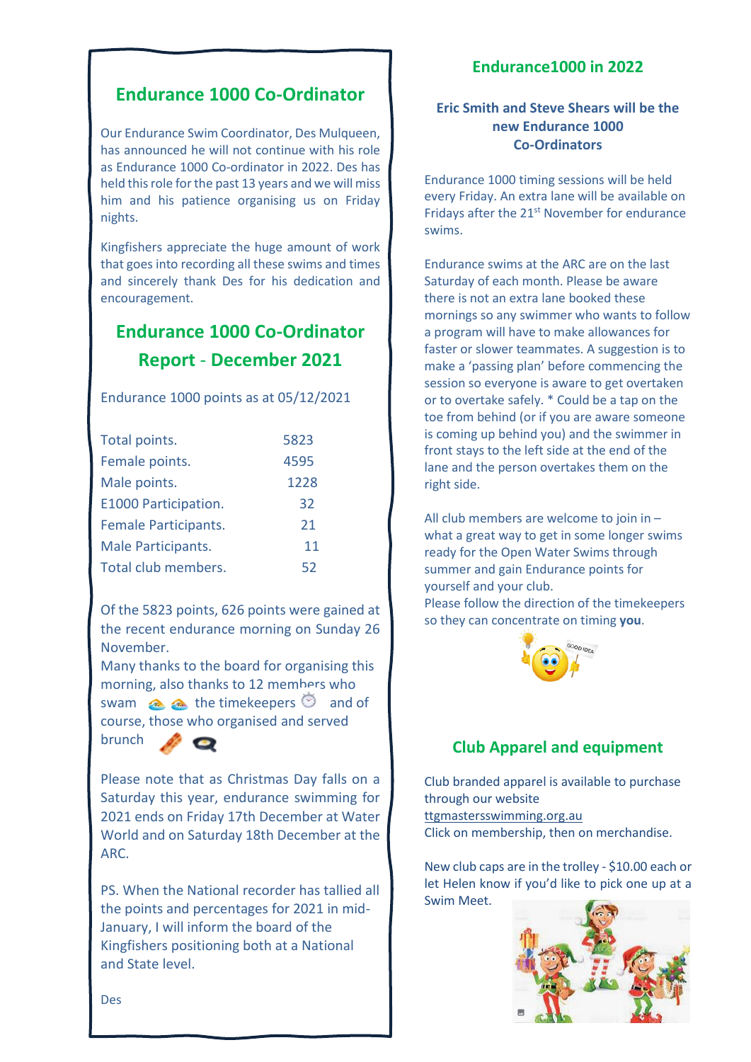## Endurance 1000 Co-Ordinator

Our Endurance Swim Coordinator, Des Mulqueen, has announced he will not continue with his role as Endurance 1000 Co-ordinator in 2022. Des has held this role for the past 13 years and we will miss him and his patience organising us on Friday nights.

Kingfishers appreciate the huge amount of work that goes into recording all these swims and times and sincerely thank Des for his dedication and encouragement.

## Endurance 1000 Co-Ordinator Report - December 2021

Endurance 1000 points as at 05/12/2021

| | |
|---|---|
| Total points. | 5823 |
| Female points. | 4595 |
| Male points. | 1228 |
| E1000 Participation. | 32 |
| Female Participants. | 21 |
| Male Participants. | 11 |
| Total club members. | 52 |

Of the 5823 points, 626 points were gained at the recent endurance morning on Sunday 26 November.

Many thanks to the board for organising this morning, also thanks to 12 members who swam the timekeepers and of course, those who organised and served brunch

Please note that as Christmas Day falls on a Saturday this year, endurance swimming for 2021 ends on Friday 17th December at Water World and on Saturday 18th December at the ARC.

PS. When the National recorder has tallied all the points and percentages for 2021 in mid-January, I will inform the board of the Kingfishers positioning both at a National and State level.

Des

## Endurance1000 in 2022

### Eric Smith and Steve Shears will be the new Endurance 1000 Co-Ordinators

Endurance 1000 timing sessions will be held every Friday. An extra lane will be available on Fridays after the 21st November for endurance swims.

Endurance swims at the ARC are on the last Saturday of each month. Please be aware there is not an extra lane booked these mornings so any swimmer who wants to follow a program will have to make allowances for faster or slower teammates. A suggestion is to make a 'passing plan' before commencing the session so everyone is aware to get overtaken or to overtake safely. * Could be a tap on the toe from behind (or if you are aware someone is coming up behind you) and the swimmer in front stays to the left side at the end of the lane and the person overtakes them on the right side.

All club members are welcome to join in – what a great way to get in some longer swims ready for the Open Water Swims through summer and gain Endurance points for yourself and your club.

Please follow the direction of the timekeepers so they can concentrate on timing **you**.

## Club Apparel and equipment

Club branded apparel is available to purchase through our website
ttgmastersswimming.org.au
Click on membership, then on merchandise.

New club caps are in the trolley - $10.00 each or let Helen know if you'd like to pick one up at a Swim Meet.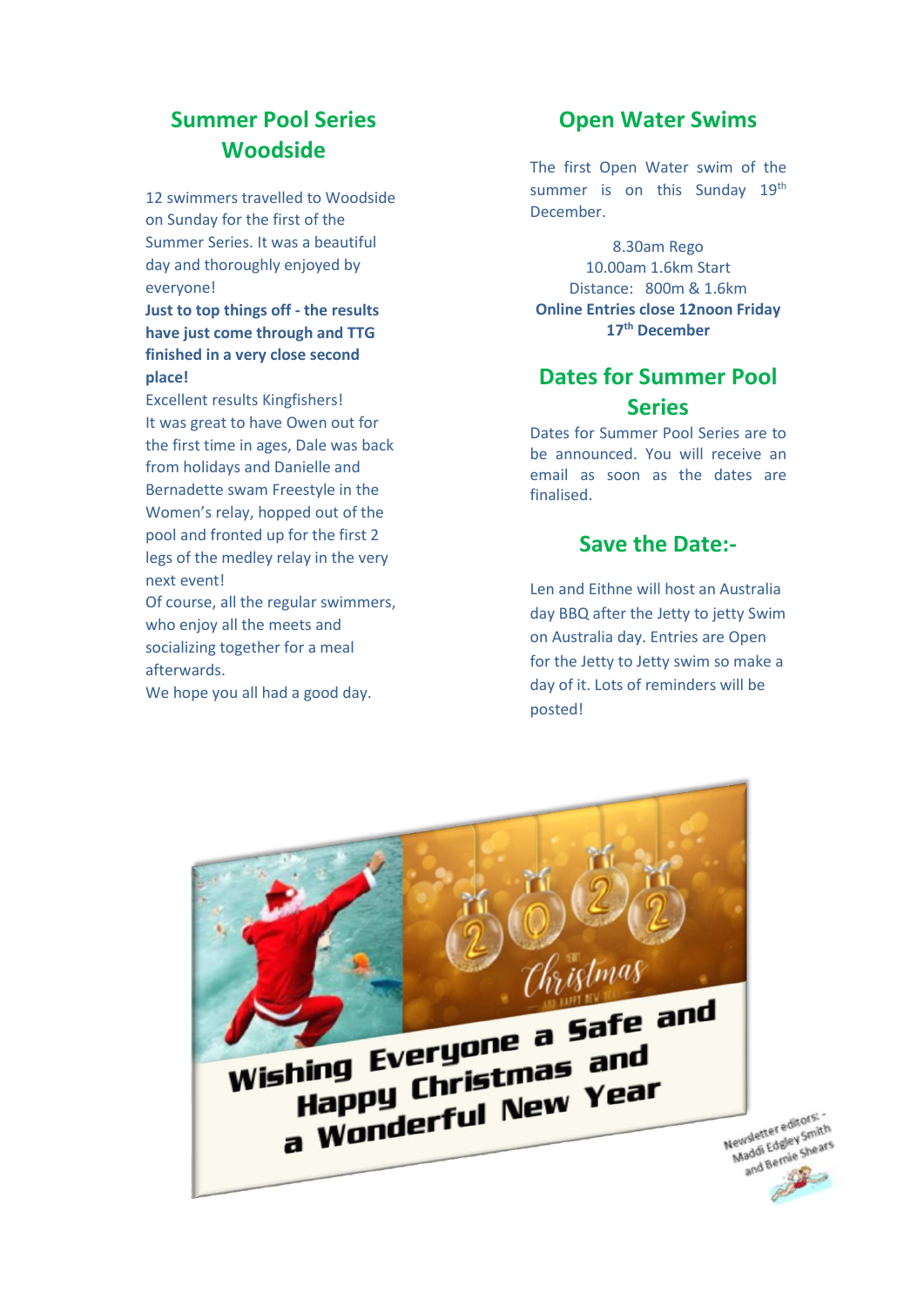## Summer Pool Series Woodside

12 swimmers travelled to Woodside on Sunday for the first of the Summer Series. It was a beautiful day and thoroughly enjoyed by everyone!

**Just to top things off - the results have just come through and TTG finished in a very close second place!**

Excellent results Kingfishers!

It was great to have Owen out for the first time in ages, Dale was back from holidays and Danielle and Bernadette swam Freestyle in the Women's relay, hopped out of the pool and fronted up for the first 2 legs of the medley relay in the very next event!

Of course, all the regular swimmers, who enjoy all the meets and socializing together for a meal afterwards.

We hope you all had a good day.

## Open Water Swims

The first Open Water swim of the summer is on this Sunday 19th December.

8.30am Rego
10.00am 1.6km Start
Distance: 800m & 1.6km
**Online Entries close 12noon Friday 17th December**

## Dates for Summer Pool Series

Dates for Summer Pool Series are to be announced. You will receive an email as soon as the dates are finalised.

## Save the Date:-

Len and Eithne will host an Australia day BBQ after the Jetty to jetty Swim on Australia day. Entries are Open for the Jetty to Jetty swim so make a day of it. Lots of reminders will be posted!

**Wishing Everyone a Safe and Happy Christmas and a Wonderful New Year**

Newsletter editors: - Maddi Edgley Smith and Bernie Shears